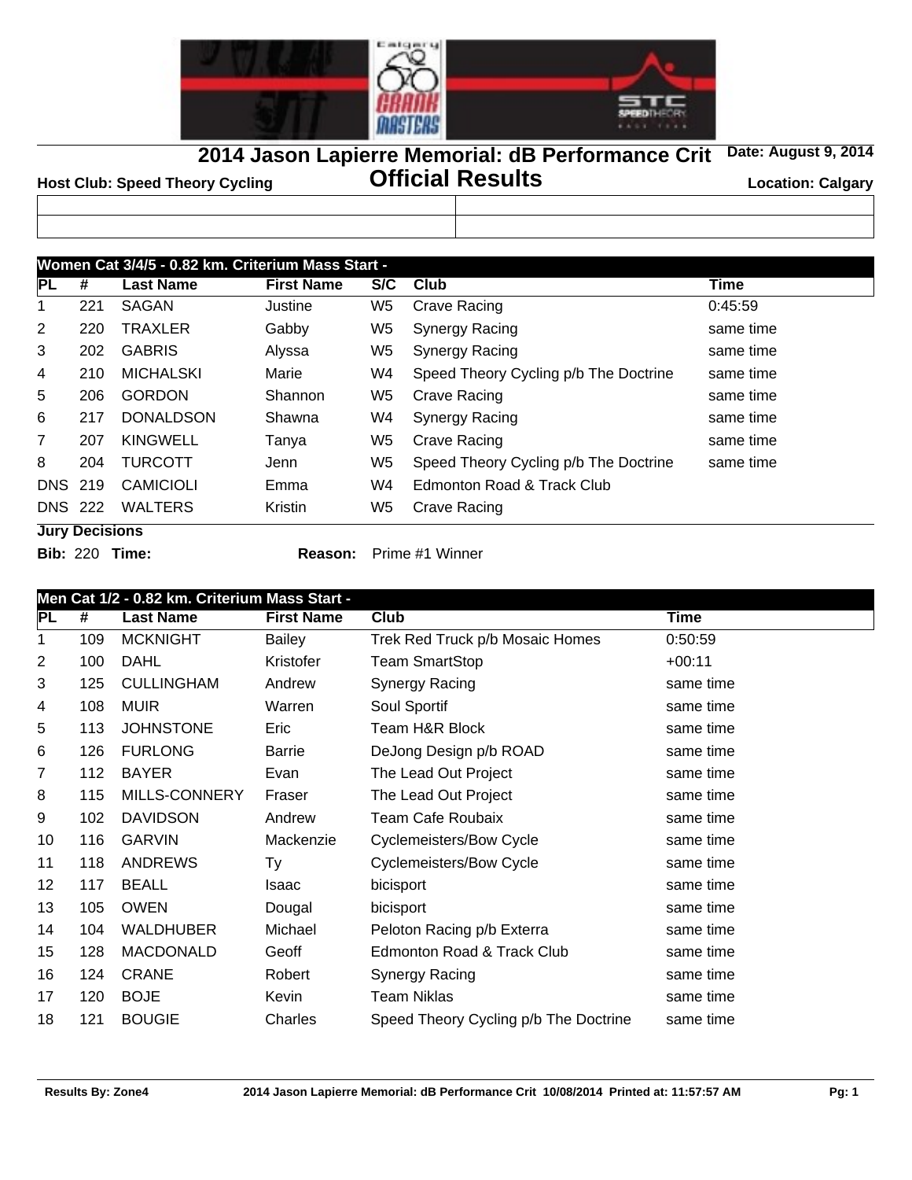# 2014 Jason Lapierre Memorial: dB Performance Crit

## Official Results

**Host Club: Speed Theory Cycling**

**Date: August 9, 2014**

**Location: Calgary**

### Women Cat 3/4/5 - 0.82 km. Criterium Mass Start -

| PL | # | Last Name | First Name | S/C | Club | Time |
|---|---|---|---|---|---|---|
| 1 | 221 | SAGAN | Justine | W5 | Crave Racing | 0:45:59 |
| 2 | 220 | TRAXLER | Gabby | W5 | Synergy Racing | same time |
| 3 | 202 | GABRIS | Alyssa | W5 | Synergy Racing | same time |
| 4 | 210 | MICHALSKI | Marie | W4 | Speed Theory Cycling p/b The Doctrine | same time |
| 5 | 206 | GORDON | Shannon | W5 | Crave Racing | same time |
| 6 | 217 | DONALDSON | Shawna | W4 | Synergy Racing | same time |
| 7 | 207 | KINGWELL | Tanya | W5 | Crave Racing | same time |
| 8 | 204 | TURCOTT | Jenn | W5 | Speed Theory Cycling p/b The Doctrine | same time |
| DNS | 219 | CAMICIOLI | Emma | W4 | Edmonton Road & Track Club | |
| DNS | 222 | WALTERS | Kristin | W5 | Crave Racing | |

**Jury Decisions**

**Bib:** 220 **Time:** **Reason:** Prime #1 Winner

### Men Cat 1/2 - 0.82 km. Criterium Mass Start -

| PL | # | Last Name | First Name | Club | Time |
|---|---|---|---|---|---|
| 1 | 109 | MCKNIGHT | Bailey | Trek Red Truck p/b Mosaic Homes | 0:50:59 |
| 2 | 100 | DAHL | Kristofer | Team SmartStop | +00:11 |
| 3 | 125 | CULLINGHAM | Andrew | Synergy Racing | same time |
| 4 | 108 | MUIR | Warren | Soul Sportif | same time |
| 5 | 113 | JOHNSTONE | Eric | Team H&R Block | same time |
| 6 | 126 | FURLONG | Barrie | DeJong Design p/b ROAD | same time |
| 7 | 112 | BAYER | Evan | The Lead Out Project | same time |
| 8 | 115 | MILLS-CONNERY | Fraser | The Lead Out Project | same time |
| 9 | 102 | DAVIDSON | Andrew | Team Cafe Roubaix | same time |
| 10 | 116 | GARVIN | Mackenzie | Cyclemeisters/Bow Cycle | same time |
| 11 | 118 | ANDREWS | Ty | Cyclemeisters/Bow Cycle | same time |
| 12 | 117 | BEALL | Isaac | bicisport | same time |
| 13 | 105 | OWEN | Dougal | bicisport | same time |
| 14 | 104 | WALDHUBER | Michael | Peloton Racing p/b Exterra | same time |
| 15 | 128 | MACDONALD | Geoff | Edmonton Road & Track Club | same time |
| 16 | 124 | CRANE | Robert | Synergy Racing | same time |
| 17 | 120 | BOJE | Kevin | Team Niklas | same time |
| 18 | 121 | BOUGIE | Charles | Speed Theory Cycling p/b The Doctrine | same time |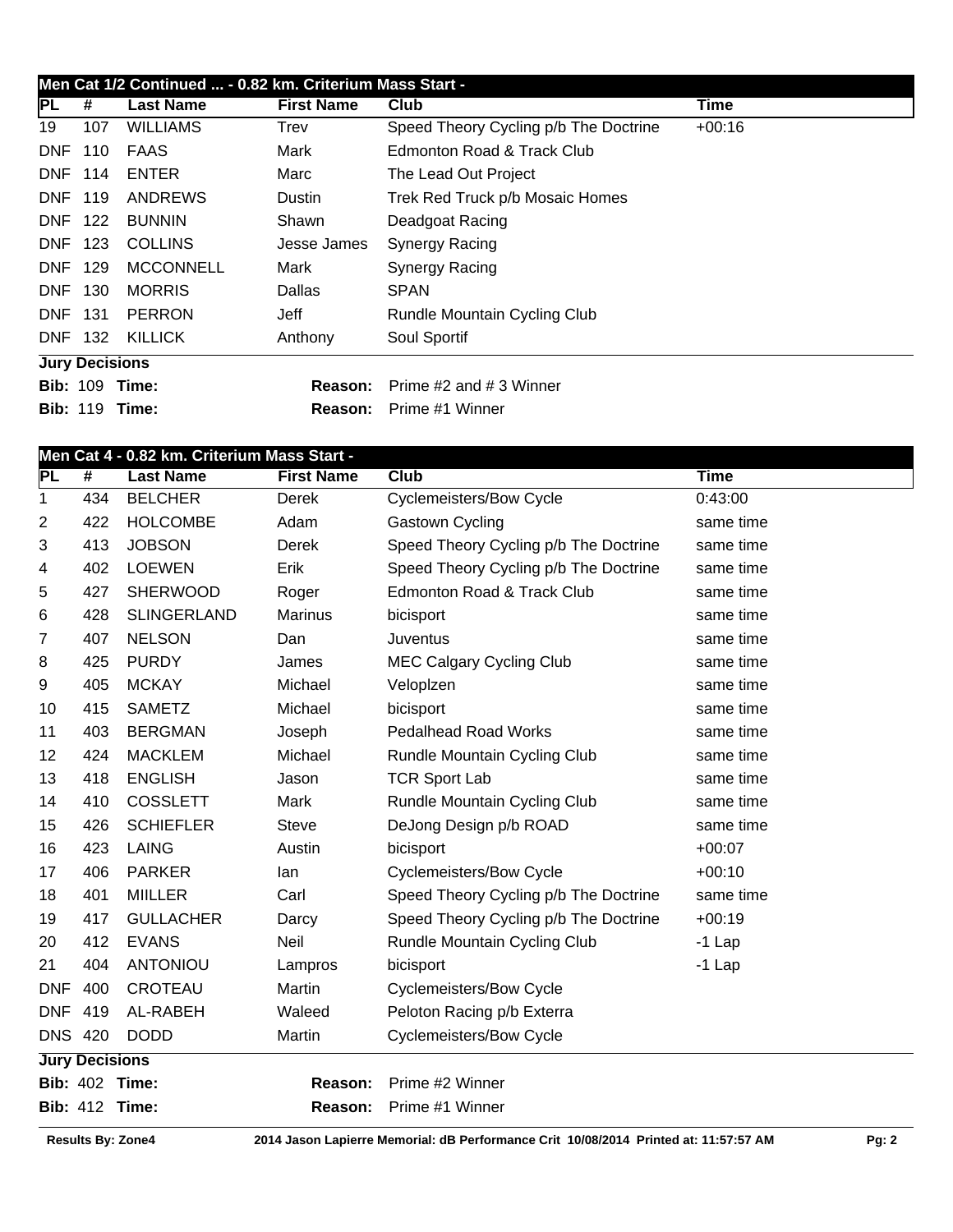## Men Cat 1/2 Continued ... - 0.82 km. Criterium Mass Start -

| PL | # | Last Name | First Name | Club | Time |
|---|---|---|---|---|---|
| 19 | 107 | WILLIAMS | Trev | Speed Theory Cycling p/b The Doctrine | +00:16 |
| DNF | 110 | FAAS | Mark | Edmonton Road & Track Club | |
| DNF | 114 | ENTER | Marc | The Lead Out Project | |
| DNF | 119 | ANDREWS | Dustin | Trek Red Truck p/b Mosaic Homes | |
| DNF | 122 | BUNNIN | Shawn | Deadgoat Racing | |
| DNF | 123 | COLLINS | Jesse James | Synergy Racing | |
| DNF | 129 | MCCONNELL | Mark | Synergy Racing | |
| DNF | 130 | MORRIS | Dallas | SPAN | |
| DNF | 131 | PERRON | Jeff | Rundle Mountain Cycling Club | |
| DNF | 132 | KILLICK | Anthony | Soul Sportif | |

**Jury Decisions**

**Bib:** 109 **Time:** **Reason:** Prime #2 and # 3 Winner

**Bib:** 119 **Time:** **Reason:** Prime #1 Winner

## Men Cat 4 - 0.82 km. Criterium Mass Start -

| PL | # | Last Name | First Name | Club | Time |
|---|---|---|---|---|---|
| 1 | 434 | BELCHER | Derek | Cyclemeisters/Bow Cycle | 0:43:00 |
| 2 | 422 | HOLCOMBE | Adam | Gastown Cycling | same time |
| 3 | 413 | JOBSON | Derek | Speed Theory Cycling p/b The Doctrine | same time |
| 4 | 402 | LOEWEN | Erik | Speed Theory Cycling p/b The Doctrine | same time |
| 5 | 427 | SHERWOOD | Roger | Edmonton Road & Track Club | same time |
| 6 | 428 | SLINGERLAND | Marinus | bicisport | same time |
| 7 | 407 | NELSON | Dan | Juventus | same time |
| 8 | 425 | PURDY | James | MEC Calgary Cycling Club | same time |
| 9 | 405 | MCKAY | Michael | Veloplzen | same time |
| 10 | 415 | SAMETZ | Michael | bicisport | same time |
| 11 | 403 | BERGMAN | Joseph | Pedalhead Road Works | same time |
| 12 | 424 | MACKLEM | Michael | Rundle Mountain Cycling Club | same time |
| 13 | 418 | ENGLISH | Jason | TCR Sport Lab | same time |
| 14 | 410 | COSSLETT | Mark | Rundle Mountain Cycling Club | same time |
| 15 | 426 | SCHIEFLER | Steve | DeJong Design p/b ROAD | same time |
| 16 | 423 | LAING | Austin | bicisport | +00:07 |
| 17 | 406 | PARKER | Ian | Cyclemeisters/Bow Cycle | +00:10 |
| 18 | 401 | MIILLER | Carl | Speed Theory Cycling p/b The Doctrine | same time |
| 19 | 417 | GULLACHER | Darcy | Speed Theory Cycling p/b The Doctrine | +00:19 |
| 20 | 412 | EVANS | Neil | Rundle Mountain Cycling Club | -1 Lap |
| 21 | 404 | ANTONIOU | Lampros | bicisport | -1 Lap |
| DNF | 400 | CROTEAU | Martin | Cyclemeisters/Bow Cycle | |
| DNF | 419 | AL-RABEH | Waleed | Peloton Racing p/b Exterra | |
| DNS | 420 | DODD | Martin | Cyclemeisters/Bow Cycle | |

**Jury Decisions**

**Bib:** 402 **Time:** **Reason:** Prime #2 Winner

**Bib:** 412 **Time:** **Reason:** Prime #1 Winner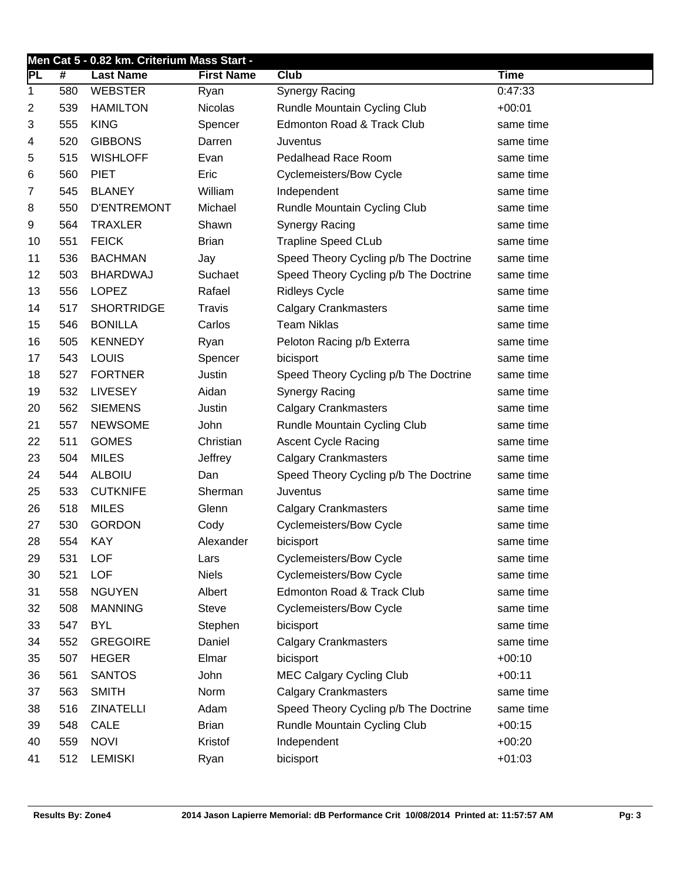## Men Cat 5 - 0.82 km. Criterium Mass Start -

| PL | # | Last Name | First Name | Club | Time |
|---|---|---|---|---|---|
| 1 | 580 | WEBSTER | Ryan | Synergy Racing | 0:47:33 |
| 2 | 539 | HAMILTON | Nicolas | Rundle Mountain Cycling Club | +00:01 |
| 3 | 555 | KING | Spencer | Edmonton Road & Track Club | same time |
| 4 | 520 | GIBBONS | Darren | Juventus | same time |
| 5 | 515 | WISHLOFF | Evan | Pedalhead Race Room | same time |
| 6 | 560 | PIET | Eric | Cyclemeisters/Bow Cycle | same time |
| 7 | 545 | BLANEY | William | Independent | same time |
| 8 | 550 | D'ENTREMONT | Michael | Rundle Mountain Cycling Club | same time |
| 9 | 564 | TRAXLER | Shawn | Synergy Racing | same time |
| 10 | 551 | FEICK | Brian | Trapline Speed CLub | same time |
| 11 | 536 | BACHMAN | Jay | Speed Theory Cycling p/b The Doctrine | same time |
| 12 | 503 | BHARDWAJ | Suchaet | Speed Theory Cycling p/b The Doctrine | same time |
| 13 | 556 | LOPEZ | Rafael | Ridleys Cycle | same time |
| 14 | 517 | SHORTRIDGE | Travis | Calgary Crankmasters | same time |
| 15 | 546 | BONILLA | Carlos | Team Niklas | same time |
| 16 | 505 | KENNEDY | Ryan | Peloton Racing p/b Exterra | same time |
| 17 | 543 | LOUIS | Spencer | bicisport | same time |
| 18 | 527 | FORTNER | Justin | Speed Theory Cycling p/b The Doctrine | same time |
| 19 | 532 | LIVESEY | Aidan | Synergy Racing | same time |
| 20 | 562 | SIEMENS | Justin | Calgary Crankmasters | same time |
| 21 | 557 | NEWSOME | John | Rundle Mountain Cycling Club | same time |
| 22 | 511 | GOMES | Christian | Ascent Cycle Racing | same time |
| 23 | 504 | MILES | Jeffrey | Calgary Crankmasters | same time |
| 24 | 544 | ALBOIU | Dan | Speed Theory Cycling p/b The Doctrine | same time |
| 25 | 533 | CUTKNIFE | Sherman | Juventus | same time |
| 26 | 518 | MILES | Glenn | Calgary Crankmasters | same time |
| 27 | 530 | GORDON | Cody | Cyclemeisters/Bow Cycle | same time |
| 28 | 554 | KAY | Alexander | bicisport | same time |
| 29 | 531 | LOF | Lars | Cyclemeisters/Bow Cycle | same time |
| 30 | 521 | LOF | Niels | Cyclemeisters/Bow Cycle | same time |
| 31 | 558 | NGUYEN | Albert | Edmonton Road & Track Club | same time |
| 32 | 508 | MANNING | Steve | Cyclemeisters/Bow Cycle | same time |
| 33 | 547 | BYL | Stephen | bicisport | same time |
| 34 | 552 | GREGOIRE | Daniel | Calgary Crankmasters | same time |
| 35 | 507 | HEGER | Elmar | bicisport | +00:10 |
| 36 | 561 | SANTOS | John | MEC Calgary Cycling Club | +00:11 |
| 37 | 563 | SMITH | Norm | Calgary Crankmasters | same time |
| 38 | 516 | ZINATELLI | Adam | Speed Theory Cycling p/b The Doctrine | same time |
| 39 | 548 | CALE | Brian | Rundle Mountain Cycling Club | +00:15 |
| 40 | 559 | NOVI | Kristof | Independent | +00:20 |
| 41 | 512 | LEMISKI | Ryan | bicisport | +01:03 |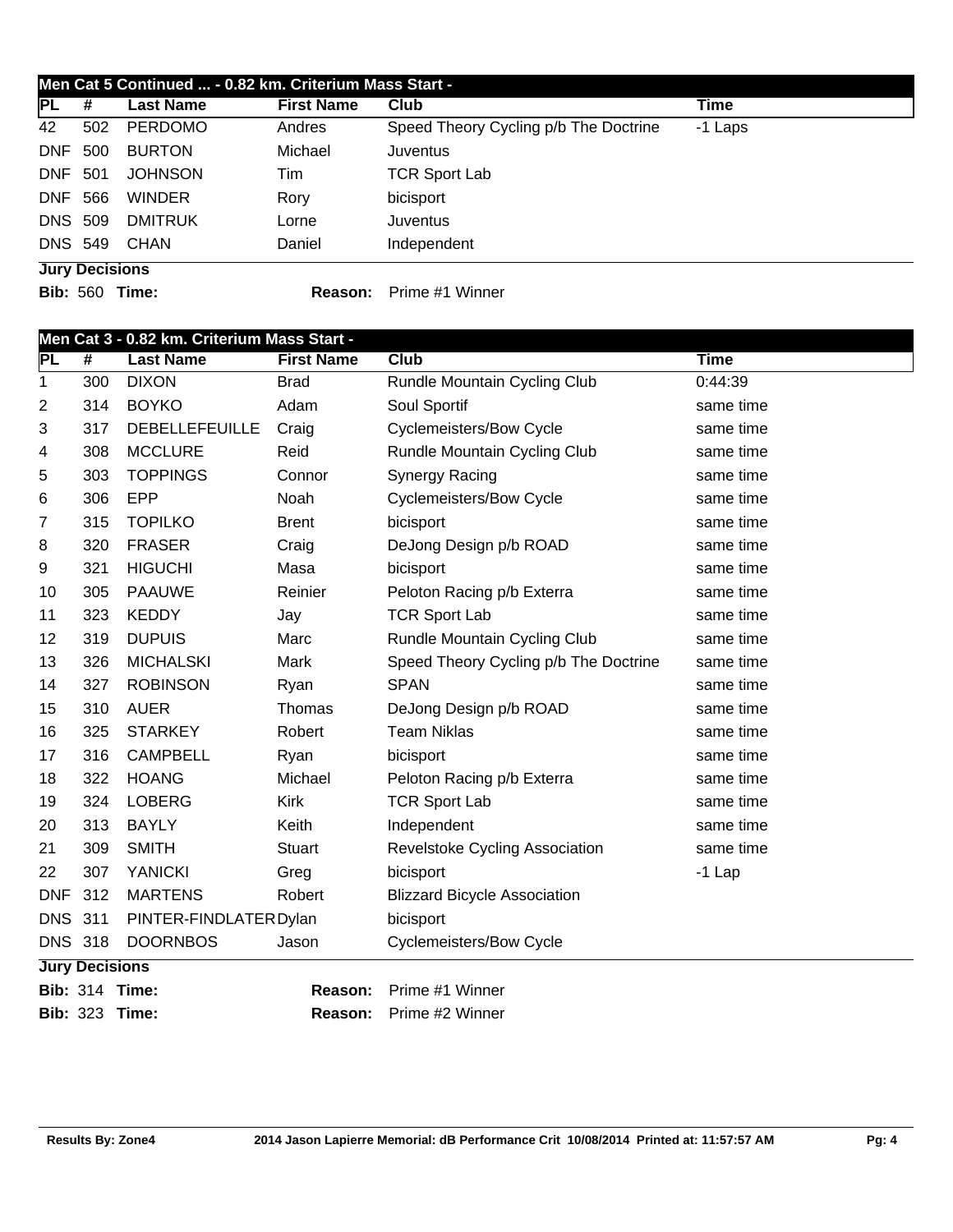## Men Cat 5 Continued ... - 0.82 km. Criterium Mass Start -

| PL | # | Last Name | First Name | Club | Time |
|---|---|---|---|---|---|
| 42 | 502 | PERDOMO | Andres | Speed Theory Cycling p/b The Doctrine | -1 Laps |
| DNF | 500 | BURTON | Michael | Juventus | |
| DNF | 501 | JOHNSON | Tim | TCR Sport Lab | |
| DNF | 566 | WINDER | Rory | bicisport | |
| DNS | 509 | DMITRUK | Lorne | Juventus | |
| DNS | 549 | CHAN | Daniel | Independent | |

**Jury Decisions**

**Bib:** 560 **Time:** **Reason:** Prime #1 Winner

## Men Cat 3 - 0.82 km. Criterium Mass Start -

| PL | # | Last Name | First Name | Club | Time |
|---|---|---|---|---|---|
| 1 | 300 | DIXON | Brad | Rundle Mountain Cycling Club | 0:44:39 |
| 2 | 314 | BOYKO | Adam | Soul Sportif | same time |
| 3 | 317 | DEBELLEFEUILLE | Craig | Cyclemeisters/Bow Cycle | same time |
| 4 | 308 | MCCLURE | Reid | Rundle Mountain Cycling Club | same time |
| 5 | 303 | TOPPINGS | Connor | Synergy Racing | same time |
| 6 | 306 | EPP | Noah | Cyclemeisters/Bow Cycle | same time |
| 7 | 315 | TOPILKO | Brent | bicisport | same time |
| 8 | 320 | FRASER | Craig | DeJong Design p/b ROAD | same time |
| 9 | 321 | HIGUCHI | Masa | bicisport | same time |
| 10 | 305 | PAAUWE | Reinier | Peloton Racing p/b Exterra | same time |
| 11 | 323 | KEDDY | Jay | TCR Sport Lab | same time |
| 12 | 319 | DUPUIS | Marc | Rundle Mountain Cycling Club | same time |
| 13 | 326 | MICHALSKI | Mark | Speed Theory Cycling p/b The Doctrine | same time |
| 14 | 327 | ROBINSON | Ryan | SPAN | same time |
| 15 | 310 | AUER | Thomas | DeJong Design p/b ROAD | same time |
| 16 | 325 | STARKEY | Robert | Team Niklas | same time |
| 17 | 316 | CAMPBELL | Ryan | bicisport | same time |
| 18 | 322 | HOANG | Michael | Peloton Racing p/b Exterra | same time |
| 19 | 324 | LOBERG | Kirk | TCR Sport Lab | same time |
| 20 | 313 | BAYLY | Keith | Independent | same time |
| 21 | 309 | SMITH | Stuart | Revelstoke Cycling Association | same time |
| 22 | 307 | YANICKI | Greg | bicisport | -1 Lap |
| DNF | 312 | MARTENS | Robert | Blizzard Bicycle Association | |
| DNS | 311 | PINTER-FINDLATER | Dylan | bicisport | |
| DNS | 318 | DOORNBOS | Jason | Cyclemeisters/Bow Cycle | |

**Jury Decisions**

**Bib:** 314 **Time:** **Reason:** Prime #1 Winner

**Bib:** 323 **Time:** **Reason:** Prime #2 Winner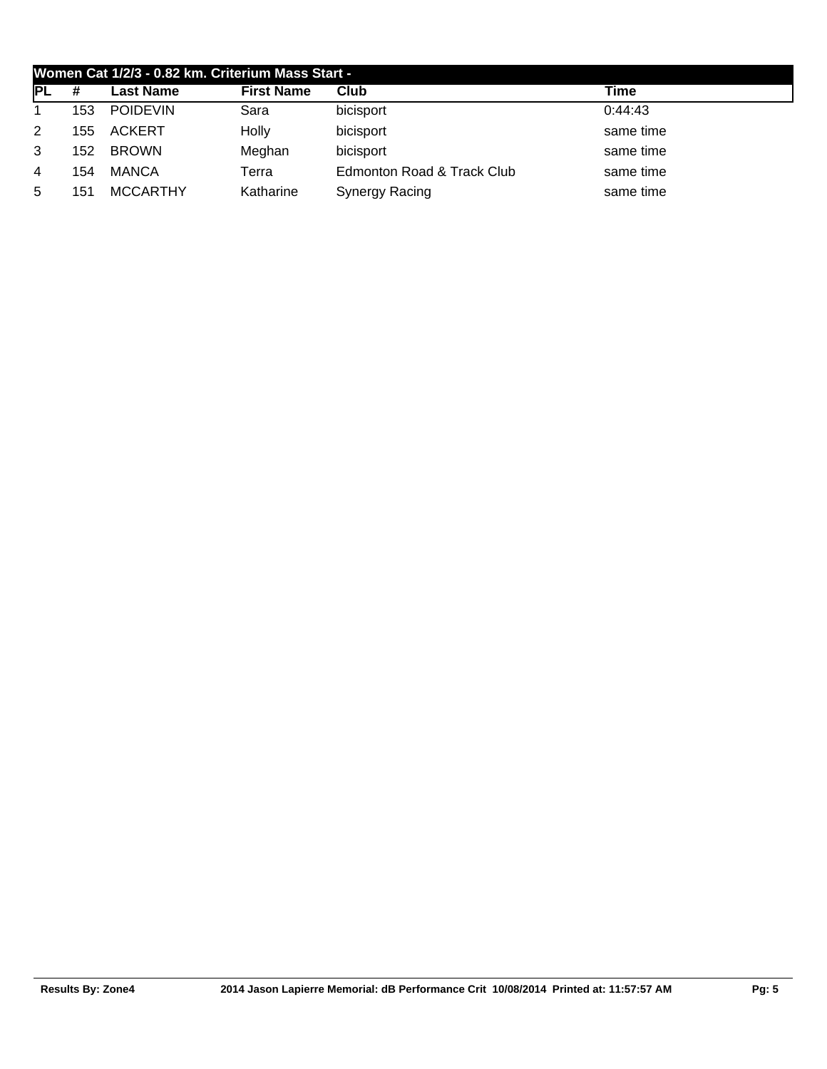## Women Cat 1/2/3 - 0.82 km. Criterium Mass Start -

| PL | # | Last Name | First Name | Club | Time |
|---|---|---|---|---|---|
| 1 | 153 | POIDEVIN | Sara | bicisport | 0:44:43 |
| 2 | 155 | ACKERT | Holly | bicisport | same time |
| 3 | 152 | BROWN | Meghan | bicisport | same time |
| 4 | 154 | MANCA | Terra | Edmonton Road & Track Club | same time |
| 5 | 151 | MCCARTHY | Katharine | Synergy Racing | same time |